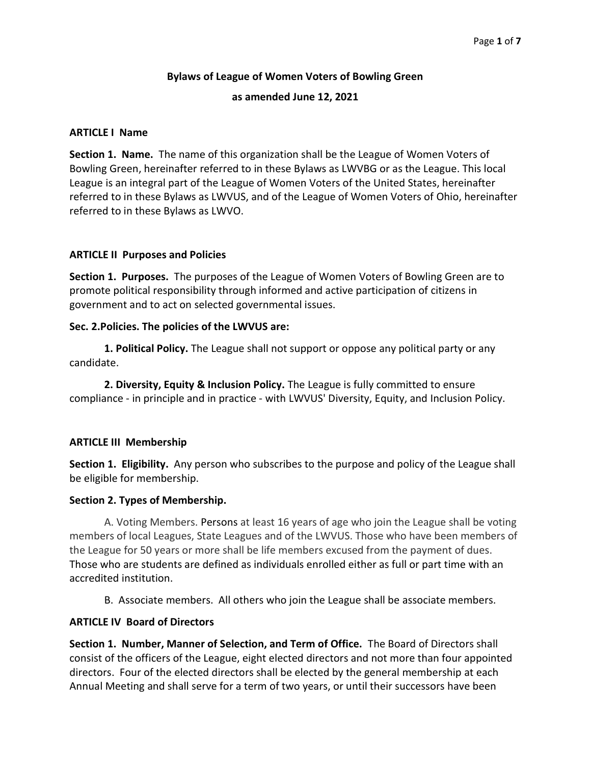**Bylaws of League of Women Voters of Bowling Green**

**as amended June 12, 2021**

## ARTICLE I Name

**Section 1. Name.** The name of this organization shall be the League of Women Voters of Bowling Green, hereinafter referred to in these Bylaws as LWVBG or as the League. This local League is an integral part of the League of Women Voters of the United States, hereinafter referred to in these Bylaws as LWVUS, and of the League of Women Voters of Ohio, hereinafter referred to in these Bylaws as LWVO.

## ARTICLE II Purposes and Policies

**Section 1. Purposes.** The purposes of the League of Women Voters of Bowling Green are to promote political responsibility through informed and active participation of citizens in government and to act on selected governmental issues.

**Sec. 2.Policies. The policies of the LWVUS are:**

**1. Political Policy.** The League shall not support or oppose any political party or any candidate.

**2. Diversity, Equity & Inclusion Policy.** The League is fully committed to ensure compliance - in principle and in practice - with LWVUS' Diversity, Equity, and Inclusion Policy.

## ARTICLE III Membership

**Section 1. Eligibility.** Any person who subscribes to the purpose and policy of the League shall be eligible for membership.

**Section 2. Types of Membership.**

A. Voting Members. Persons at least 16 years of age who join the League shall be voting members of local Leagues, State Leagues and of the LWVUS. Those who have been members of the League for 50 years or more shall be life members excused from the payment of dues. Those who are students are defined as individuals enrolled either as full or part time with an accredited institution.

B. Associate members. All others who join the League shall be associate members.

## ARTICLE IV Board of Directors

**Section 1. Number, Manner of Selection, and Term of Office.** The Board of Directors shall consist of the officers of the League, eight elected directors and not more than four appointed directors. Four of the elected directors shall be elected by the general membership at each Annual Meeting and shall serve for a term of two years, or until their successors have been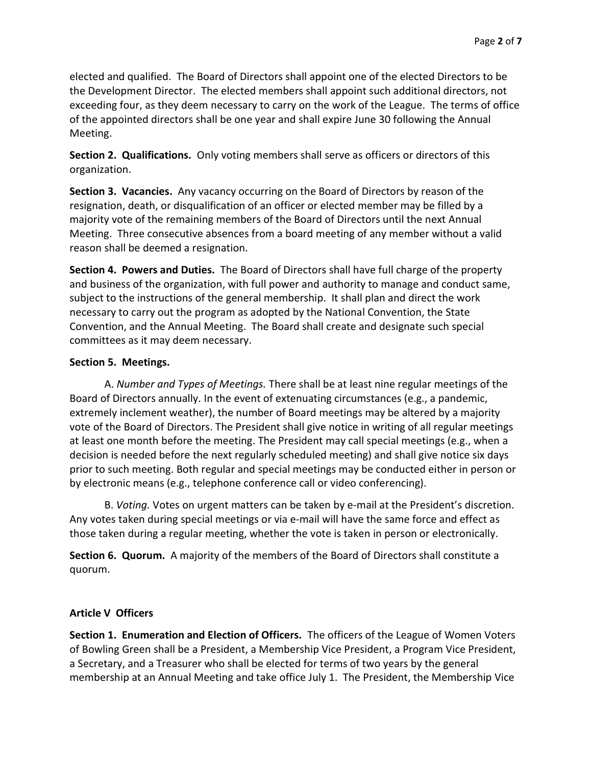elected and qualified. The Board of Directors shall appoint one of the elected Directors to be the Development Director. The elected members shall appoint such additional directors, not exceeding four, as they deem necessary to carry on the work of the League. The terms of office of the appointed directors shall be one year and shall expire June 30 following the Annual Meeting.

**Section 2. Qualifications.** Only voting members shall serve as officers or directors of this organization.

**Section 3. Vacancies.** Any vacancy occurring on the Board of Directors by reason of the resignation, death, or disqualification of an officer or elected member may be filled by a majority vote of the remaining members of the Board of Directors until the next Annual Meeting. Three consecutive absences from a board meeting of any member without a valid reason shall be deemed a resignation.

**Section 4. Powers and Duties.** The Board of Directors shall have full charge of the property and business of the organization, with full power and authority to manage and conduct same, subject to the instructions of the general membership. It shall plan and direct the work necessary to carry out the program as adopted by the National Convention, the State Convention, and the Annual Meeting. The Board shall create and designate such special committees as it may deem necessary.

**Section 5. Meetings.**

A. *Number and Types of Meetings.* There shall be at least nine regular meetings of the Board of Directors annually. In the event of extenuating circumstances (e.g., a pandemic, extremely inclement weather), the number of Board meetings may be altered by a majority vote of the Board of Directors. The President shall give notice in writing of all regular meetings at least one month before the meeting. The President may call special meetings (e.g., when a decision is needed before the next regularly scheduled meeting) and shall give notice six days prior to such meeting. Both regular and special meetings may be conducted either in person or by electronic means (e.g., telephone conference call or video conferencing).

B. *Voting.* Votes on urgent matters can be taken by e-mail at the President's discretion. Any votes taken during special meetings or via e-mail will have the same force and effect as those taken during a regular meeting, whether the vote is taken in person or electronically.

**Section 6. Quorum.** A majority of the members of the Board of Directors shall constitute a quorum.

## Article V Officers

**Section 1. Enumeration and Election of Officers.** The officers of the League of Women Voters of Bowling Green shall be a President, a Membership Vice President, a Program Vice President, a Secretary, and a Treasurer who shall be elected for terms of two years by the general membership at an Annual Meeting and take office July 1. The President, the Membership Vice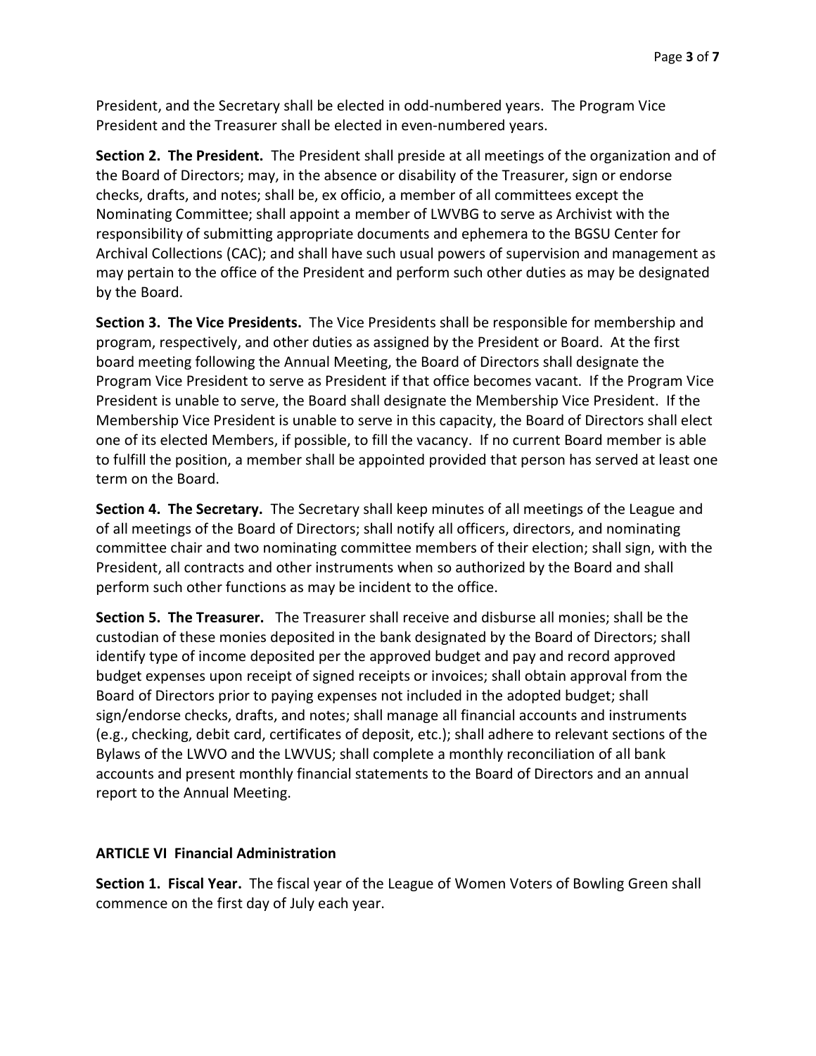President, and the Secretary shall be elected in odd-numbered years. The Program Vice President and the Treasurer shall be elected in even-numbered years.

**Section 2. The President.** The President shall preside at all meetings of the organization and of the Board of Directors; may, in the absence or disability of the Treasurer, sign or endorse checks, drafts, and notes; shall be, ex officio, a member of all committees except the Nominating Committee; shall appoint a member of LWVBG to serve as Archivist with the responsibility of submitting appropriate documents and ephemera to the BGSU Center for Archival Collections (CAC); and shall have such usual powers of supervision and management as may pertain to the office of the President and perform such other duties as may be designated by the Board.

**Section 3. The Vice Presidents.** The Vice Presidents shall be responsible for membership and program, respectively, and other duties as assigned by the President or Board. At the first board meeting following the Annual Meeting, the Board of Directors shall designate the Program Vice President to serve as President if that office becomes vacant. If the Program Vice President is unable to serve, the Board shall designate the Membership Vice President. If the Membership Vice President is unable to serve in this capacity, the Board of Directors shall elect one of its elected Members, if possible, to fill the vacancy. If no current Board member is able to fulfill the position, a member shall be appointed provided that person has served at least one term on the Board.

**Section 4. The Secretary.** The Secretary shall keep minutes of all meetings of the League and of all meetings of the Board of Directors; shall notify all officers, directors, and nominating committee chair and two nominating committee members of their election; shall sign, with the President, all contracts and other instruments when so authorized by the Board and shall perform such other functions as may be incident to the office.

**Section 5. The Treasurer.** The Treasurer shall receive and disburse all monies; shall be the custodian of these monies deposited in the bank designated by the Board of Directors; shall identify type of income deposited per the approved budget and pay and record approved budget expenses upon receipt of signed receipts or invoices; shall obtain approval from the Board of Directors prior to paying expenses not included in the adopted budget; shall sign/endorse checks, drafts, and notes; shall manage all financial accounts and instruments (e.g., checking, debit card, certificates of deposit, etc.); shall adhere to relevant sections of the Bylaws of the LWVO and the LWVUS; shall complete a monthly reconciliation of all bank accounts and present monthly financial statements to the Board of Directors and an annual report to the Annual Meeting.

## ARTICLE VI Financial Administration

**Section 1. Fiscal Year.** The fiscal year of the League of Women Voters of Bowling Green shall commence on the first day of July each year.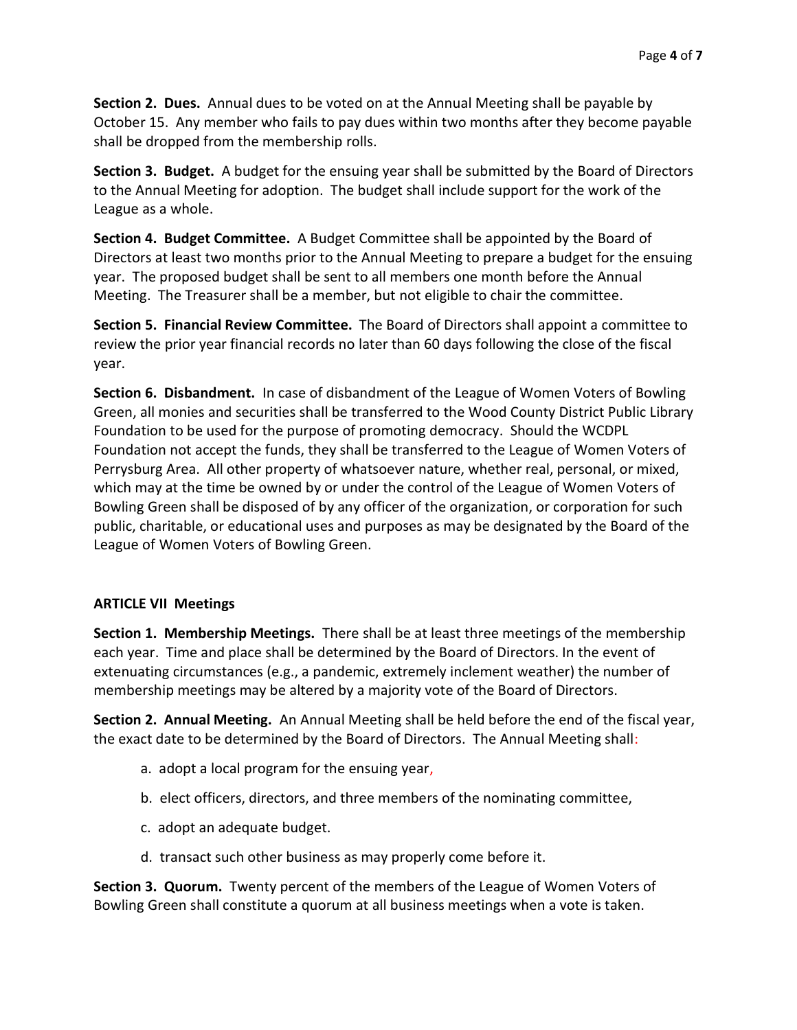**Section 2. Dues.** Annual dues to be voted on at the Annual Meeting shall be payable by October 15. Any member who fails to pay dues within two months after they become payable shall be dropped from the membership rolls.

**Section 3. Budget.** A budget for the ensuing year shall be submitted by the Board of Directors to the Annual Meeting for adoption. The budget shall include support for the work of the League as a whole.

**Section 4. Budget Committee.** A Budget Committee shall be appointed by the Board of Directors at least two months prior to the Annual Meeting to prepare a budget for the ensuing year. The proposed budget shall be sent to all members one month before the Annual Meeting. The Treasurer shall be a member, but not eligible to chair the committee.

**Section 5. Financial Review Committee.** The Board of Directors shall appoint a committee to review the prior year financial records no later than 60 days following the close of the fiscal year.

**Section 6. Disbandment.** In case of disbandment of the League of Women Voters of Bowling Green, all monies and securities shall be transferred to the Wood County District Public Library Foundation to be used for the purpose of promoting democracy. Should the WCDPL Foundation not accept the funds, they shall be transferred to the League of Women Voters of Perrysburg Area. All other property of whatsoever nature, whether real, personal, or mixed, which may at the time be owned by or under the control of the League of Women Voters of Bowling Green shall be disposed of by any officer of the organization, or corporation for such public, charitable, or educational uses and purposes as may be designated by the Board of the League of Women Voters of Bowling Green.

## ARTICLE VII Meetings

**Section 1. Membership Meetings.** There shall be at least three meetings of the membership each year. Time and place shall be determined by the Board of Directors. In the event of extenuating circumstances (e.g., a pandemic, extremely inclement weather) the number of membership meetings may be altered by a majority vote of the Board of Directors.

**Section 2. Annual Meeting.** An Annual Meeting shall be held before the end of the fiscal year, the exact date to be determined by the Board of Directors. The Annual Meeting shall:

a. adopt a local program for the ensuing year,

b. elect officers, directors, and three members of the nominating committee,

c. adopt an adequate budget.

d. transact such other business as may properly come before it.

**Section 3. Quorum.** Twenty percent of the members of the League of Women Voters of Bowling Green shall constitute a quorum at all business meetings when a vote is taken.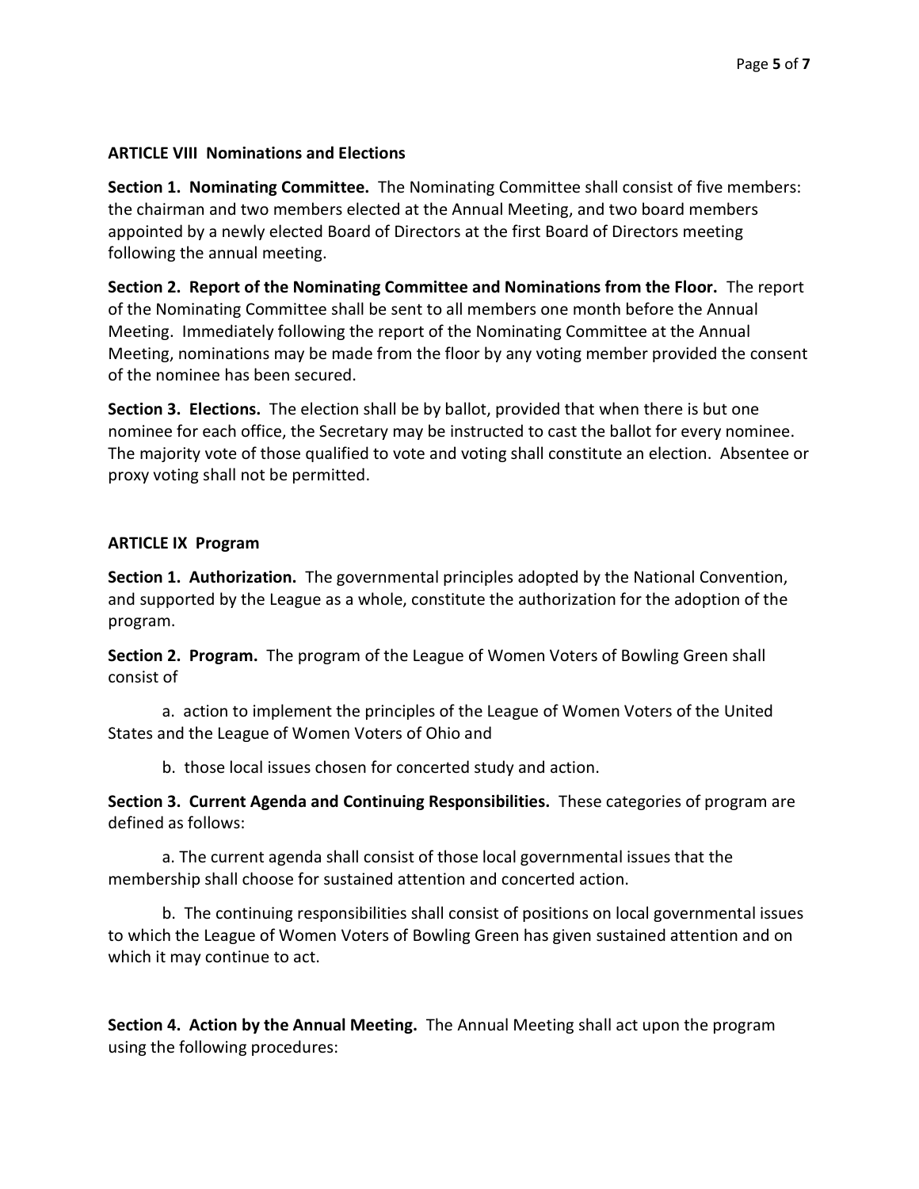**ARTICLE VIII Nominations and Elections**

**Section 1. Nominating Committee.** The Nominating Committee shall consist of five members: the chairman and two members elected at the Annual Meeting, and two board members appointed by a newly elected Board of Directors at the first Board of Directors meeting following the annual meeting.

**Section 2. Report of the Nominating Committee and Nominations from the Floor.** The report of the Nominating Committee shall be sent to all members one month before the Annual Meeting. Immediately following the report of the Nominating Committee at the Annual Meeting, nominations may be made from the floor by any voting member provided the consent of the nominee has been secured.

**Section 3. Elections.** The election shall be by ballot, provided that when there is but one nominee for each office, the Secretary may be instructed to cast the ballot for every nominee. The majority vote of those qualified to vote and voting shall constitute an election. Absentee or proxy voting shall not be permitted.

**ARTICLE IX Program**

**Section 1. Authorization.** The governmental principles adopted by the National Convention, and supported by the League as a whole, constitute the authorization for the adoption of the program.

**Section 2. Program.** The program of the League of Women Voters of Bowling Green shall consist of

a. action to implement the principles of the League of Women Voters of the United States and the League of Women Voters of Ohio and

b. those local issues chosen for concerted study and action.

**Section 3. Current Agenda and Continuing Responsibilities.** These categories of program are defined as follows:

a. The current agenda shall consist of those local governmental issues that the membership shall choose for sustained attention and concerted action.

b. The continuing responsibilities shall consist of positions on local governmental issues to which the League of Women Voters of Bowling Green has given sustained attention and on which it may continue to act.

**Section 4. Action by the Annual Meeting.** The Annual Meeting shall act upon the program using the following procedures: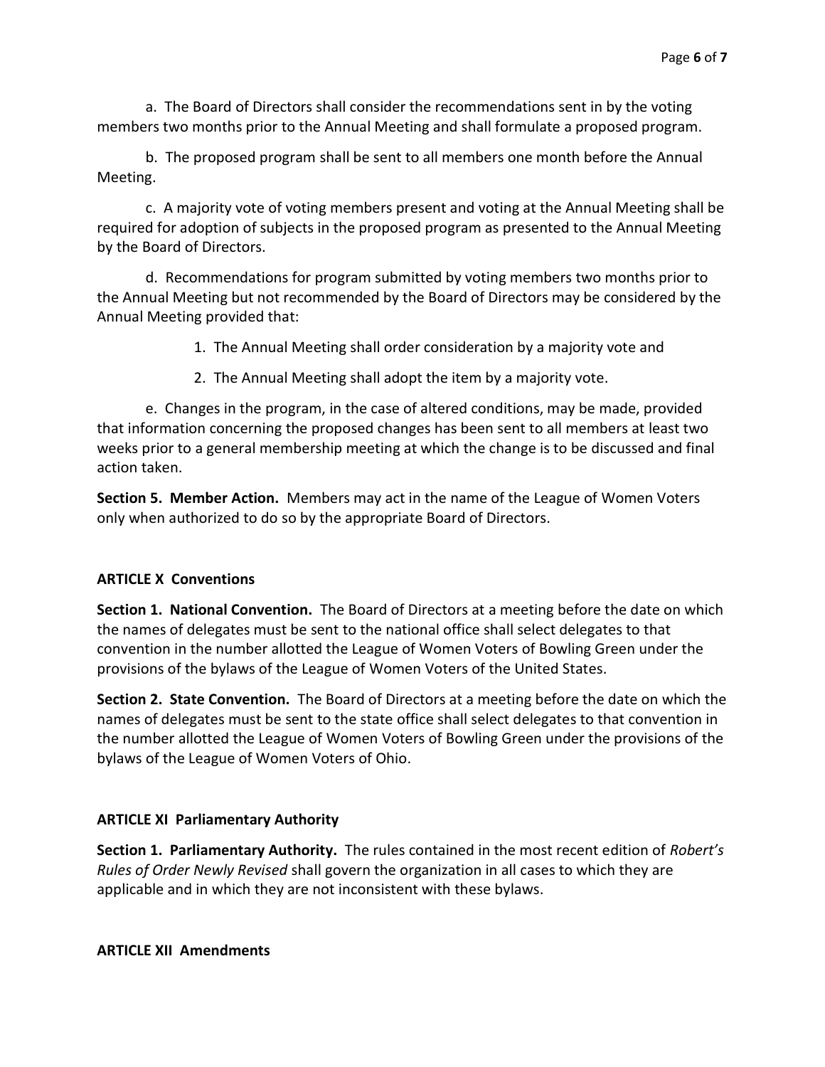a. The Board of Directors shall consider the recommendations sent in by the voting members two months prior to the Annual Meeting and shall formulate a proposed program.

b. The proposed program shall be sent to all members one month before the Annual Meeting.

c. A majority vote of voting members present and voting at the Annual Meeting shall be required for adoption of subjects in the proposed program as presented to the Annual Meeting by the Board of Directors.

d. Recommendations for program submitted by voting members two months prior to the Annual Meeting but not recommended by the Board of Directors may be considered by the Annual Meeting provided that:

1. The Annual Meeting shall order consideration by a majority vote and
2. The Annual Meeting shall adopt the item by a majority vote.

e. Changes in the program, in the case of altered conditions, may be made, provided that information concerning the proposed changes has been sent to all members at least two weeks prior to a general membership meeting at which the change is to be discussed and final action taken.

**Section 5. Member Action.** Members may act in the name of the League of Women Voters only when authorized to do so by the appropriate Board of Directors.

## ARTICLE X Conventions

**Section 1. National Convention.** The Board of Directors at a meeting before the date on which the names of delegates must be sent to the national office shall select delegates to that convention in the number allotted the League of Women Voters of Bowling Green under the provisions of the bylaws of the League of Women Voters of the United States.

**Section 2. State Convention.** The Board of Directors at a meeting before the date on which the names of delegates must be sent to the state office shall select delegates to that convention in the number allotted the League of Women Voters of Bowling Green under the provisions of the bylaws of the League of Women Voters of Ohio.

## ARTICLE XI Parliamentary Authority

**Section 1. Parliamentary Authority.** The rules contained in the most recent edition of *Robert's Rules of Order Newly Revised* shall govern the organization in all cases to which they are applicable and in which they are not inconsistent with these bylaws.

## ARTICLE XII Amendments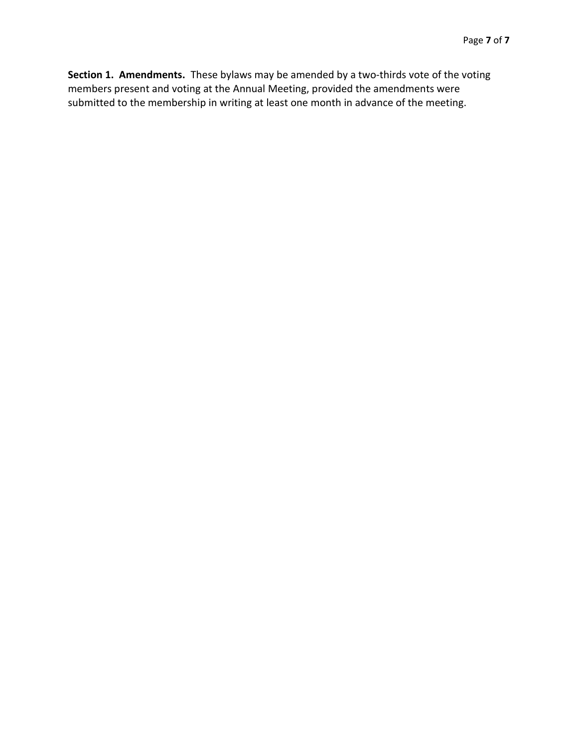**Section 1. Amendments.** These bylaws may be amended by a two-thirds vote of the voting members present and voting at the Annual Meeting, provided the amendments were submitted to the membership in writing at least one month in advance of the meeting.